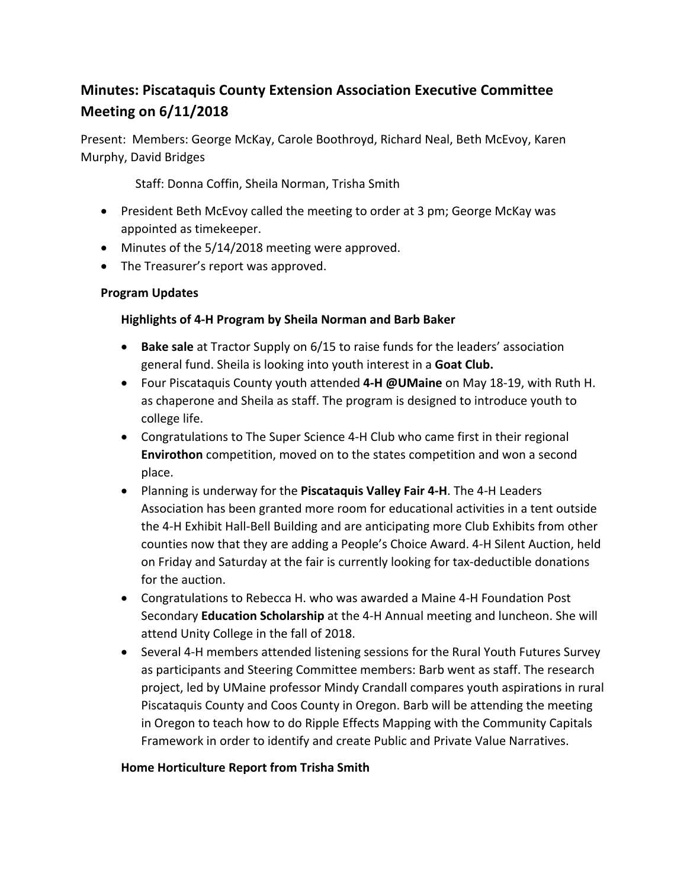## Minutes: Piscataquis County Extension Association Executive Committee Meeting on 6/11/2018

Present: Members: George McKay, Carole Boothroyd, Richard Neal, Beth McEvoy, Karen Murphy, David Bridges

Staff: Donna Coffin, Sheila Norman, Trisha Smith

- President Beth McEvoy called the meeting to order at 3 pm; George McKay was appointed as timekeeper.
- Minutes of the 5/14/2018 meeting were approved.
- The Treasurer's report was approved.

### Program Updates

#### Highlights of 4-H Program by Sheila Norman and Barb Baker

- **Bake sale** at Tractor Supply on 6/15 to raise funds for the leaders' association general fund. Sheila is looking into youth interest in a **Goat Club.**
- Four Piscataquis County youth attended **4-H @UMaine** on May 18-19, with Ruth H. as chaperone and Sheila as staff. The program is designed to introduce youth to college life.
- Congratulations to The Super Science 4-H Club who came first in their regional **Envirothon** competition, moved on to the states competition and won a second place.
- Planning is underway for the **Piscataquis Valley Fair 4-H**. The 4-H Leaders Association has been granted more room for educational activities in a tent outside the 4-H Exhibit Hall-Bell Building and are anticipating more Club Exhibits from other counties now that they are adding a People's Choice Award. 4-H Silent Auction, held on Friday and Saturday at the fair is currently looking for tax-deductible donations for the auction.
- Congratulations to Rebecca H. who was awarded a Maine 4-H Foundation Post Secondary **Education Scholarship** at the 4-H Annual meeting and luncheon. She will attend Unity College in the fall of 2018.
- Several 4-H members attended listening sessions for the Rural Youth Futures Survey as participants and Steering Committee members: Barb went as staff. The research project, led by UMaine professor Mindy Crandall compares youth aspirations in rural Piscataquis County and Coos County in Oregon. Barb will be attending the meeting in Oregon to teach how to do Ripple Effects Mapping with the Community Capitals Framework in order to identify and create Public and Private Value Narratives.

#### Home Horticulture Report from Trisha Smith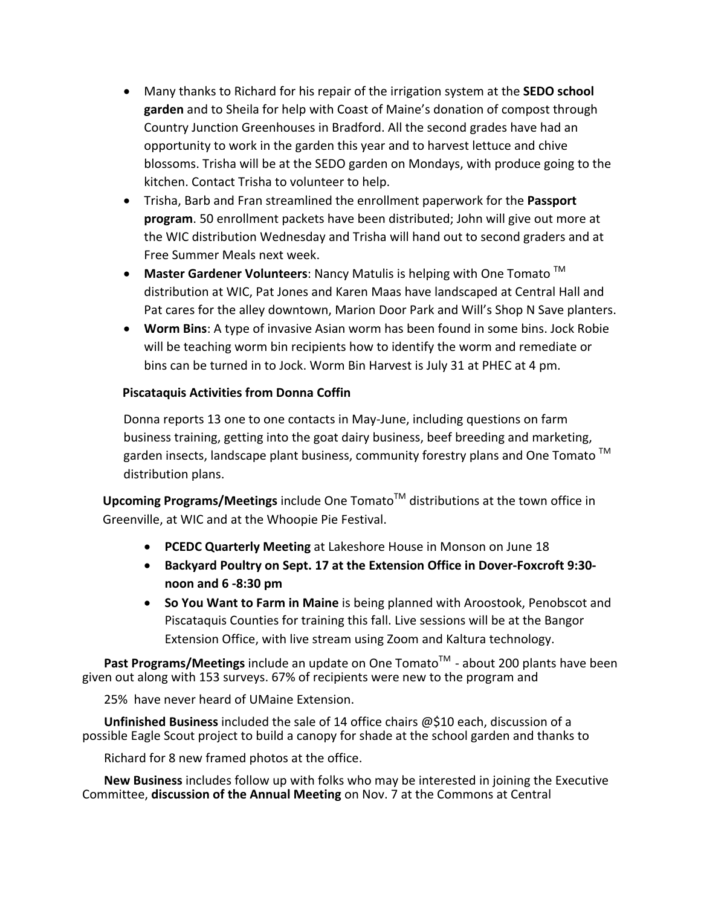- Many thanks to Richard for his repair of the irrigation system at the **SEDO school garden** and to Sheila for help with Coast of Maine's donation of compost through Country Junction Greenhouses in Bradford. All the second grades have had an opportunity to work in the garden this year and to harvest lettuce and chive blossoms. Trisha will be at the SEDO garden on Mondays, with produce going to the kitchen. Contact Trisha to volunteer to help.
- Trisha, Barb and Fran streamlined the enrollment paperwork for the **Passport program**. 50 enrollment packets have been distributed; John will give out more at the WIC distribution Wednesday and Trisha will hand out to second graders and at Free Summer Meals next week.
- **Master Gardener Volunteers**: Nancy Matulis is helping with One Tomato ™ distribution at WIC, Pat Jones and Karen Maas have landscaped at Central Hall and Pat cares for the alley downtown, Marion Door Park and Will's Shop N Save planters.
- **Worm Bins**: A type of invasive Asian worm has been found in some bins. Jock Robie will be teaching worm bin recipients how to identify the worm and remediate or bins can be turned in to Jock. Worm Bin Harvest is July 31 at PHEC at 4 pm.

**Piscataquis Activities from Donna Coffin**

Donna reports 13 one to one contacts in May-June, including questions on farm business training, getting into the goat dairy business, beef breeding and marketing, garden insects, landscape plant business, community forestry plans and One Tomato ™ distribution plans.

**Upcoming Programs/Meetings** include One Tomato™ distributions at the town office in Greenville, at WIC and at the Whoopie Pie Festival.

- **PCEDC Quarterly Meeting** at Lakeshore House in Monson on June 18
- **Backyard Poultry on Sept. 17 at the Extension Office in Dover-Foxcroft 9:30-noon and 6 -8:30 pm**
- **So You Want to Farm in Maine** is being planned with Aroostook, Penobscot and Piscataquis Counties for training this fall. Live sessions will be at the Bangor Extension Office, with live stream using Zoom and Kaltura technology.

**Past Programs/Meetings** include an update on One Tomato™ - about 200 plants have been given out along with 153 surveys. 67% of recipients were new to the program and 25% have never heard of UMaine Extension.

**Unfinished Business** included the sale of 14 office chairs @$10 each, discussion of a possible Eagle Scout project to build a canopy for shade at the school garden and thanks to Richard for 8 new framed photos at the office.

**New Business** includes follow up with folks who may be interested in joining the Executive Committee, **discussion of the Annual Meeting** on Nov. 7 at the Commons at Central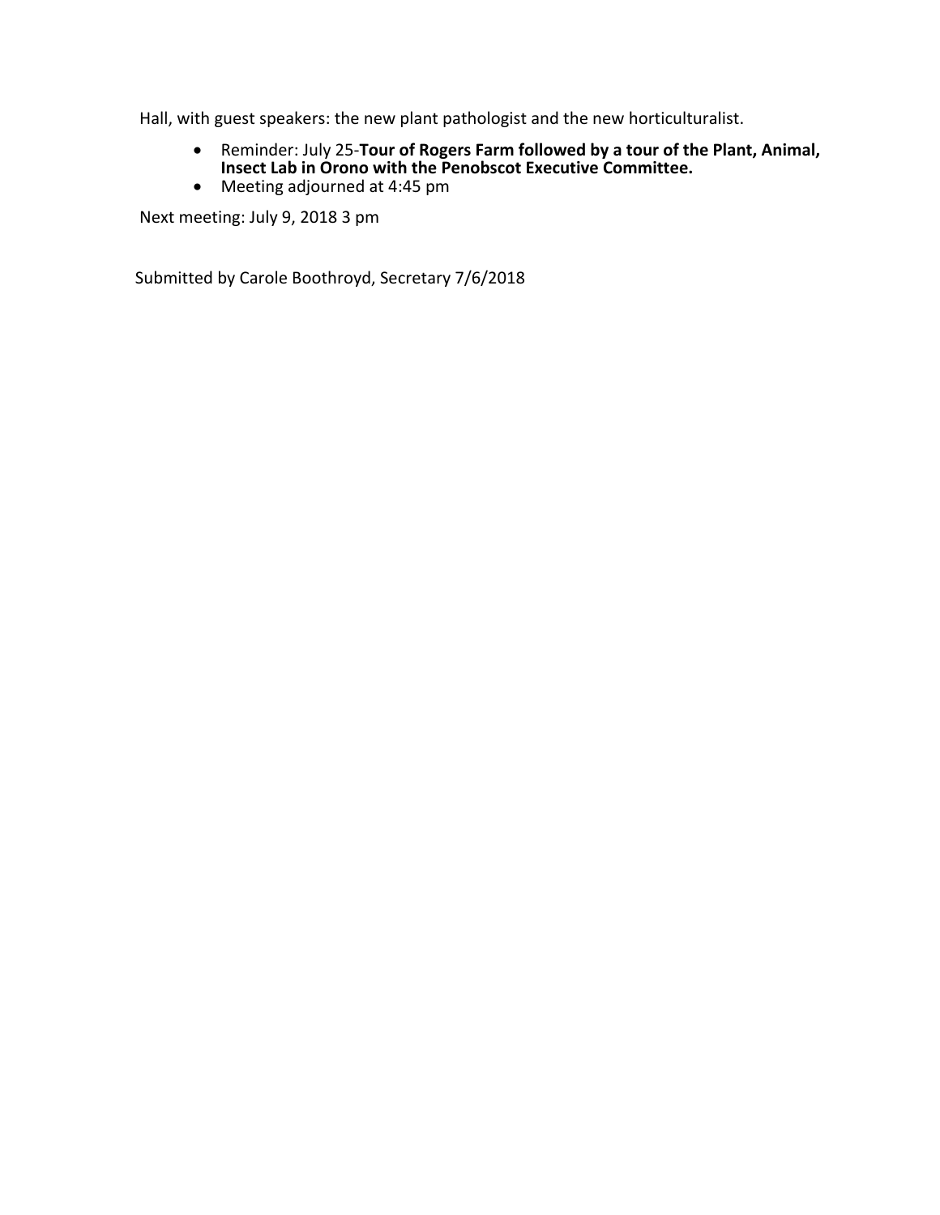Hall, with guest speakers: the new plant pathologist and the new horticulturalist.

- Reminder: July 25-**Tour of Rogers Farm followed by a tour of the Plant, Animal, Insect Lab in Orono with the Penobscot Executive Committee.**
- Meeting adjourned at 4:45 pm

Next meeting: July 9, 2018 3 pm

Submitted by Carole Boothroyd, Secretary 7/6/2018